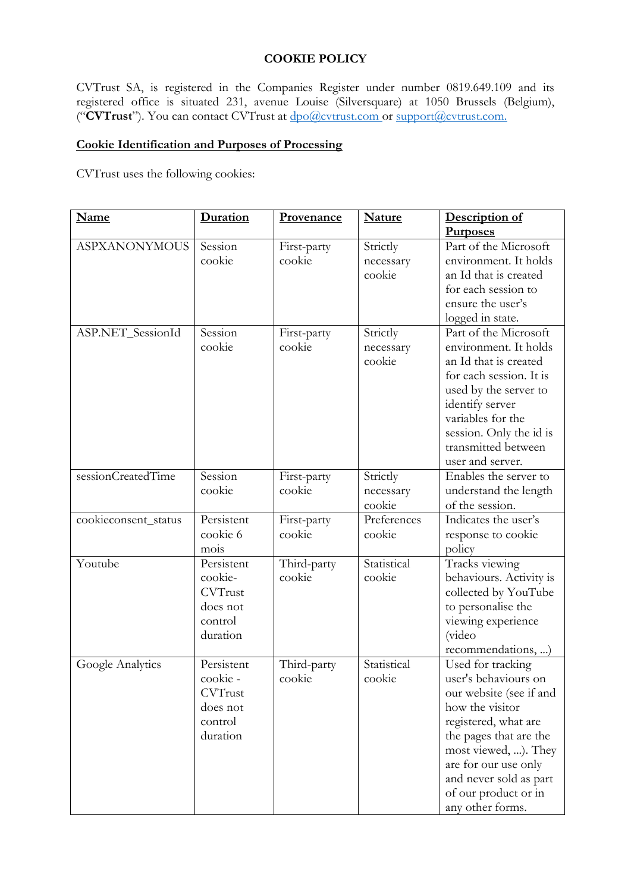**COOKIE POLICY**

CVTrust SA, is registered in the Companies Register under number 0819.649.109 and its registered office is situated 231, avenue Louise (Silversquare) at 1050 Brussels (Belgium), ("**CVTrust**"). You can contact CVTrust at dpo@cvtrust.com or support@cvtrust.com.

## Cookie Identification and Purposes of Processing

CVTrust uses the following cookies:

| Name | Duration | Provenance | Nature | Description of Purposes |
|---|---|---|---|---|
| ASPXANONYMOUS | Session cookie | First-party cookie | Strictly necessary cookie | Part of the Microsoft environment. It holds an Id that is created for each session to ensure the user's logged in state. |
| ASP.NET_SessionId | Session cookie | First-party cookie | Strictly necessary cookie | Part of the Microsoft environment. It holds an Id that is created for each session. It is used by the server to identify server variables for the session. Only the id is transmitted between user and server. |
| sessionCreatedTime | Session cookie | First-party cookie | Strictly necessary cookie | Enables the server to understand the length of the session. |
| cookieconsent_status | Persistent cookie 6 mois | First-party cookie | Preferences cookie | Indicates the user's response to cookie policy |
| Youtube | Persistent cookie- CVTrust does not control duration | Third-party cookie | Statistical cookie | Tracks viewing behaviours. Activity is collected by YouTube to personalise the viewing experience (video recommendations, ...) |
| Google Analytics | Persistent cookie - CVTrust does not control duration | Third-party cookie | Statistical cookie | Used for tracking user's behaviours on our website (see if and how the visitor registered, what are the pages that are the most viewed, ...). They are for our use only and never sold as part of our product or in any other forms. |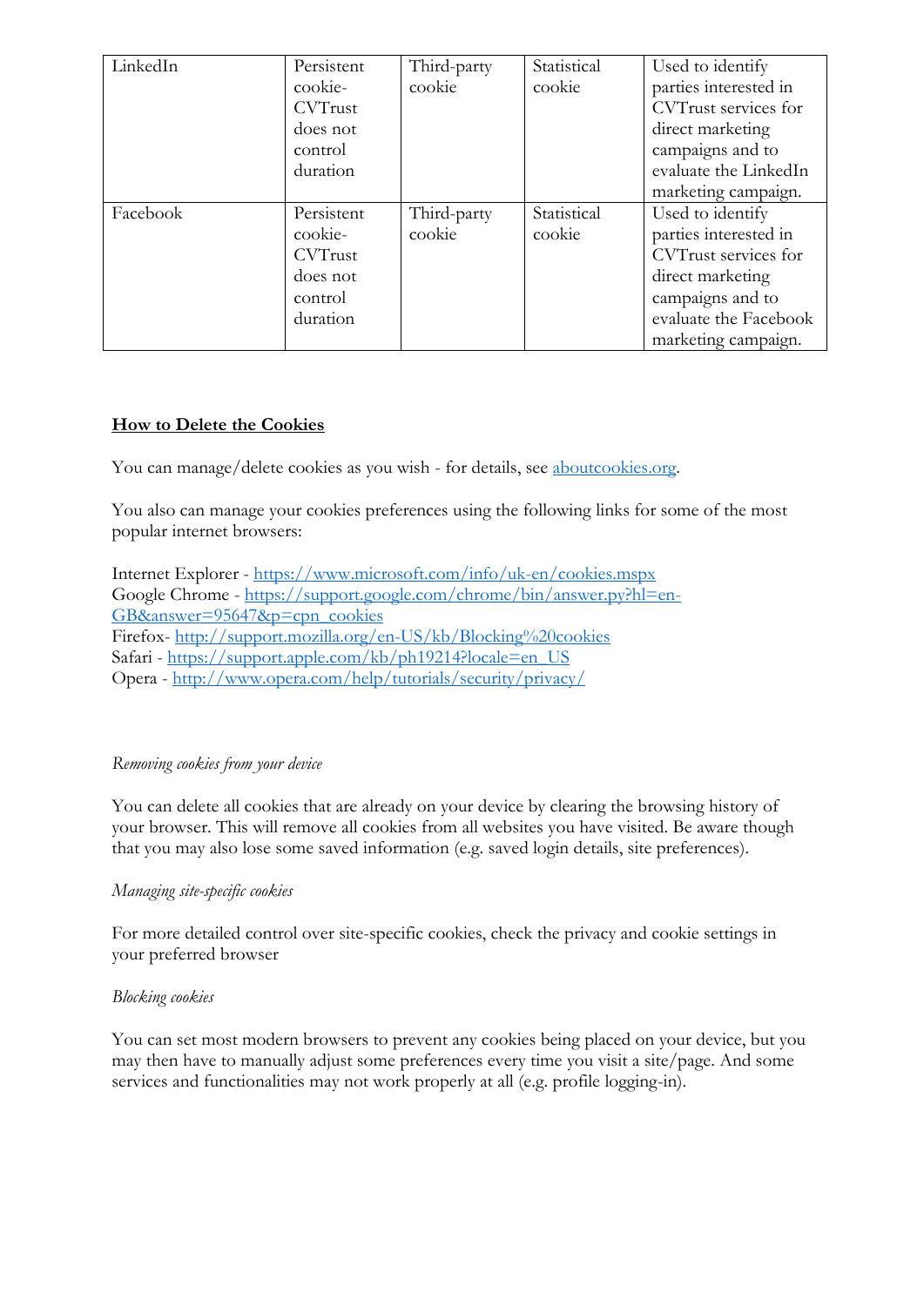| LinkedIn | Persistent cookie- CVTrust does not control duration | Third-party cookie | Statistical cookie | Used to identify parties interested in CVTrust services for direct marketing campaigns and to evaluate the LinkedIn marketing campaign. |
|---|---|---|---|---|
| Facebook | Persistent cookie- CVTrust does not control duration | Third-party cookie | Statistical cookie | Used to identify parties interested in CVTrust services for direct marketing campaigns and to evaluate the Facebook marketing campaign. |

**How to Delete the Cookies**

You can manage/delete cookies as you wish - for details, see [aboutcookies.org](aboutcookies.org).

You also can manage your cookies preferences using the following links for some of the most popular internet browsers:

Internet Explorer - https://www.microsoft.com/info/uk-en/cookies.mspx
Google Chrome - https://support.google.com/chrome/bin/answer.py?hl=en-GB&answer=95647&p=cpn_cookies
Firefox- http://support.mozilla.org/en-US/kb/Blocking%20cookies
Safari - https://support.apple.com/kb/ph19214?locale=en_US
Opera - http://www.opera.com/help/tutorials/security/privacy/

*Removing cookies from your device*

You can delete all cookies that are already on your device by clearing the browsing history of your browser. This will remove all cookies from all websites you have visited. Be aware though that you may also lose some saved information (e.g. saved login details, site preferences).

*Managing site-specific cookies*

For more detailed control over site-specific cookies, check the privacy and cookie settings in your preferred browser

*Blocking cookies*

You can set most modern browsers to prevent any cookies being placed on your device, but you may then have to manually adjust some preferences every time you visit a site/page. And some services and functionalities may not work properly at all (e.g. profile logging-in).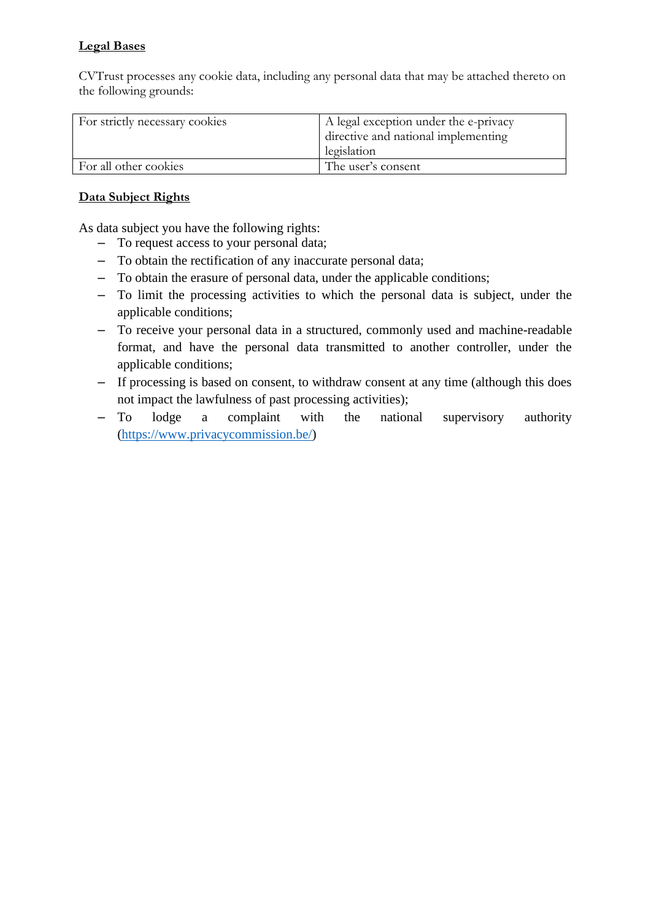**Legal Bases**

CVTrust processes any cookie data, including any personal data that may be attached thereto on the following grounds:

| | |
|---|---|
| For strictly necessary cookies | A legal exception under the e-privacy directive and national implementing legislation |
| For all other cookies | The user's consent |

**Data Subject Rights**

As data subject you have the following rights:

- To request access to your personal data;
- To obtain the rectification of any inaccurate personal data;
- To obtain the erasure of personal data, under the applicable conditions;
- To limit the processing activities to which the personal data is subject, under the applicable conditions;
- To receive your personal data in a structured, commonly used and machine-readable format, and have the personal data transmitted to another controller, under the applicable conditions;
- If processing is based on consent, to withdraw consent at any time (although this does not impact the lawfulness of past processing activities);
- To lodge a complaint with the national supervisory authority (https://www.privacycommission.be/)